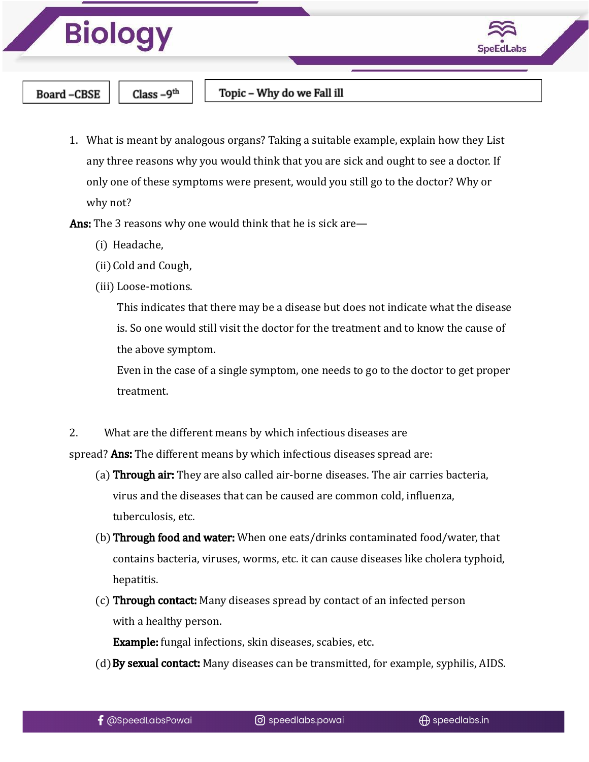# Biology

Board –CBSE | Class –9th | Topic – Why do we Fall ill

1. What is meant by analogous organs? Taking a suitable example, explain how they List any three reasons why you would think that you are sick and ought to see a doctor. If only one of these symptoms were present, would you still go to the doctor? Why or why not?

**Ans:** The 3 reasons why one would think that he is sick are—

(i) Headache,

(ii) Cold and Cough,

(iii) Loose-motions.

This indicates that there may be a disease but does not indicate what the disease is. So one would still visit the doctor for the treatment and to know the cause of the above symptom.

Even in the case of a single symptom, one needs to go to the doctor to get proper treatment.

2. What are the different means by which infectious diseases are spread? **Ans:** The different means by which infectious diseases spread are:

(a) **Through air:** They are also called air-borne diseases. The air carries bacteria, virus and the diseases that can be caused are common cold, influenza, tuberculosis, etc.

(b) **Through food and water:** When one eats/drinks contaminated food/water, that contains bacteria, viruses, worms, etc. it can cause diseases like cholera typhoid, hepatitis.

(c) **Through contact:** Many diseases spread by contact of an infected person with a healthy person.

**Example:** fungal infections, skin diseases, scabies, etc.

(d) **By sexual contact:** Many diseases can be transmitted, for example, syphilis, AIDS.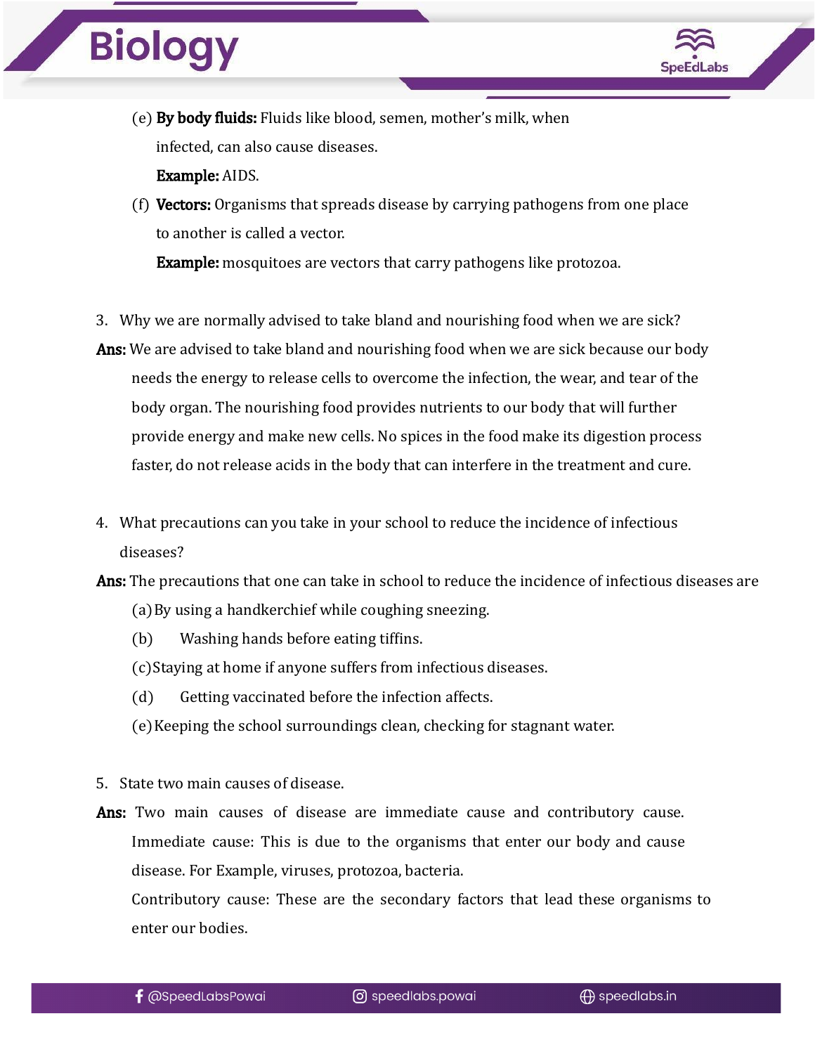(e) **By body fluids:** Fluids like blood, semen, mother's milk, when infected, can also cause diseases.

**Example:** AIDS.

(f) **Vectors:** Organisms that spreads disease by carrying pathogens from one place to another is called a vector.

**Example:** mosquitoes are vectors that carry pathogens like protozoa.

3. Why we are normally advised to take bland and nourishing food when we are sick?

**Ans:** We are advised to take bland and nourishing food when we are sick because our body needs the energy to release cells to overcome the infection, the wear, and tear of the body organ. The nourishing food provides nutrients to our body that will further provide energy and make new cells. No spices in the food make its digestion process faster, do not release acids in the body that can interfere in the treatment and cure.

4. What precautions can you take in your school to reduce the incidence of infectious diseases?

**Ans:** The precautions that one can take in school to reduce the incidence of infectious diseases are

(a) By using a handkerchief while coughing sneezing.

(b) Washing hands before eating tiffins.

(c) Staying at home if anyone suffers from infectious diseases.

(d) Getting vaccinated before the infection affects.

(e) Keeping the school surroundings clean, checking for stagnant water.

5. State two main causes of disease.

**Ans:** Two main causes of disease are immediate cause and contributory cause.

Immediate cause: This is due to the organisms that enter our body and cause disease. For Example, viruses, protozoa, bacteria.

Contributory cause: These are the secondary factors that lead these organisms to enter our bodies.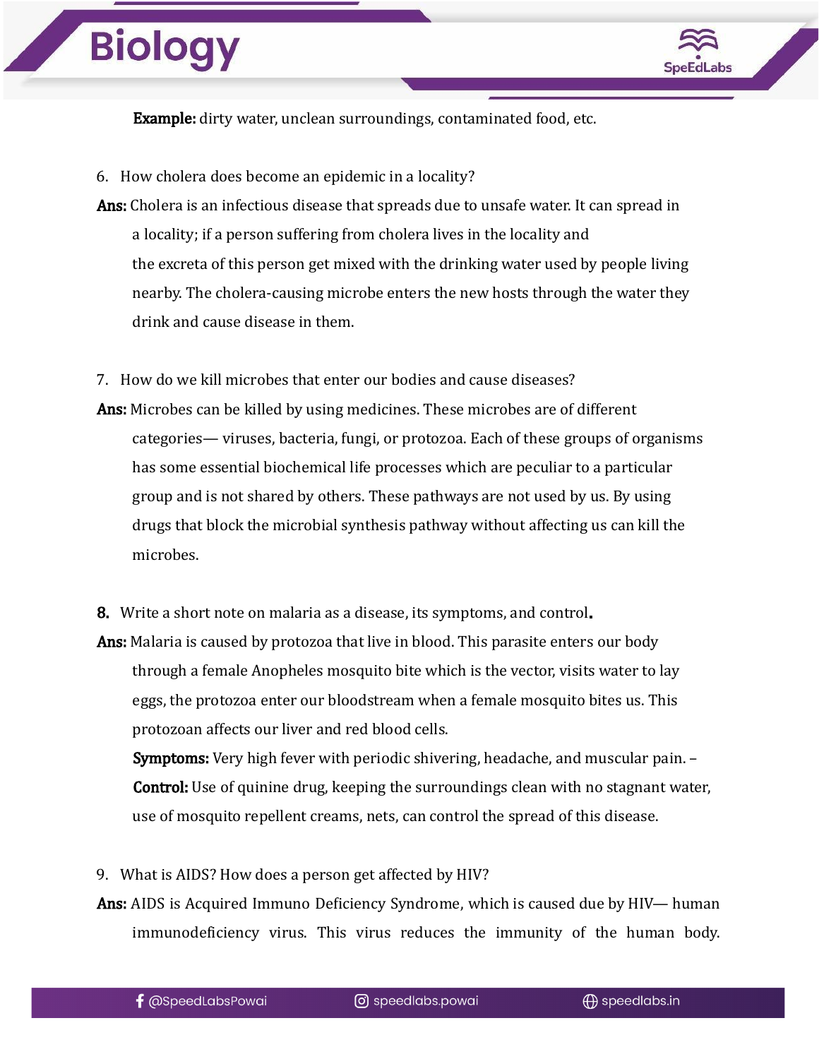**Example:** dirty water, unclean surroundings, contaminated food, etc.

6. How cholera does become an epidemic in a locality?

**Ans:** Cholera is an infectious disease that spreads due to unsafe water. It can spread in a locality; if a person suffering from cholera lives in the locality and the excreta of this person get mixed with the drinking water used by people living nearby. The cholera-causing microbe enters the new hosts through the water they drink and cause disease in them.

7. How do we kill microbes that enter our bodies and cause diseases?

**Ans:** Microbes can be killed by using medicines. These microbes are of different categories— viruses, bacteria, fungi, or protozoa. Each of these groups of organisms has some essential biochemical life processes which are peculiar to a particular group and is not shared by others. These pathways are not used by us. By using drugs that block the microbial synthesis pathway without affecting us can kill the microbes.

**8.** Write a short note on malaria as a disease, its symptoms, and control**.**

**Ans:** Malaria is caused by protozoa that live in blood. This parasite enters our body through a female Anopheles mosquito bite which is the vector, visits water to lay eggs, the protozoa enter our bloodstream when a female mosquito bites us. This protozoan affects our liver and red blood cells.

**Symptoms:** Very high fever with periodic shivering, headache, and muscular pain. –

**Control:** Use of quinine drug, keeping the surroundings clean with no stagnant water, use of mosquito repellent creams, nets, can control the spread of this disease.

9. What is AIDS? How does a person get affected by HIV?

**Ans:** AIDS is Acquired Immuno Deficiency Syndrome, which is caused due by HIV— human immunodeficiency virus. This virus reduces the immunity of the human body.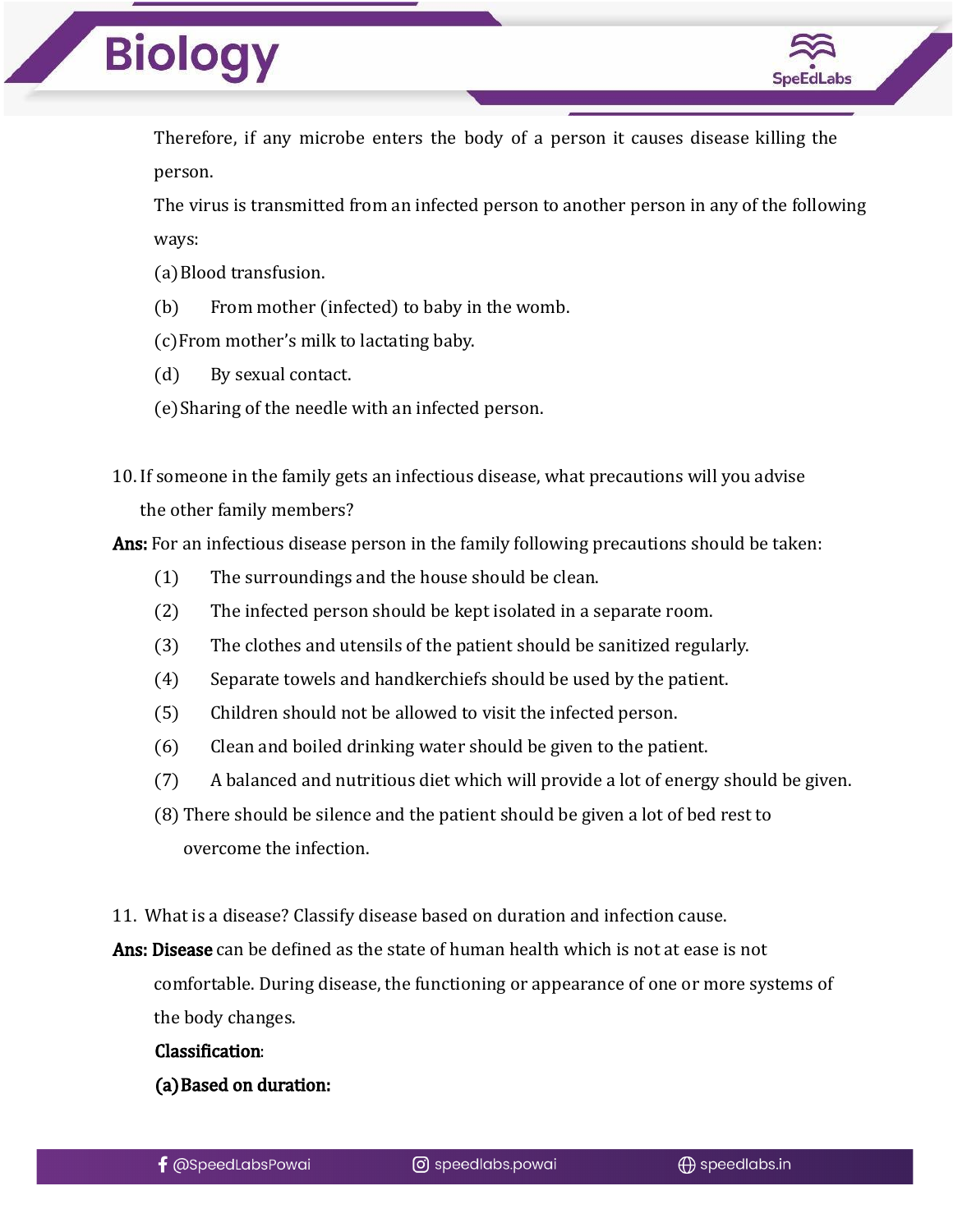Therefore, if any microbe enters the body of a person it causes disease killing the person.

The virus is transmitted from an infected person to another person in any of the following ways:

(a) Blood transfusion.

(b) From mother (infected) to baby in the womb.

(c) From mother's milk to lactating baby.

(d) By sexual contact.

(e) Sharing of the needle with an infected person.

10. If someone in the family gets an infectious disease, what precautions will you advise the other family members?

**Ans:** For an infectious disease person in the family following precautions should be taken:

(1) The surroundings and the house should be clean.

(2) The infected person should be kept isolated in a separate room.

(3) The clothes and utensils of the patient should be sanitized regularly.

(4) Separate towels and handkerchiefs should be used by the patient.

(5) Children should not be allowed to visit the infected person.

(6) Clean and boiled drinking water should be given to the patient.

(7) A balanced and nutritious diet which will provide a lot of energy should be given.

(8) There should be silence and the patient should be given a lot of bed rest to overcome the infection.

11. What is a disease? Classify disease based on duration and infection cause.

**Ans: Disease** can be defined as the state of human health which is not at ease is not comfortable. During disease, the functioning or appearance of one or more systems of the body changes.

**Classification**:

**(a) Based on duration:**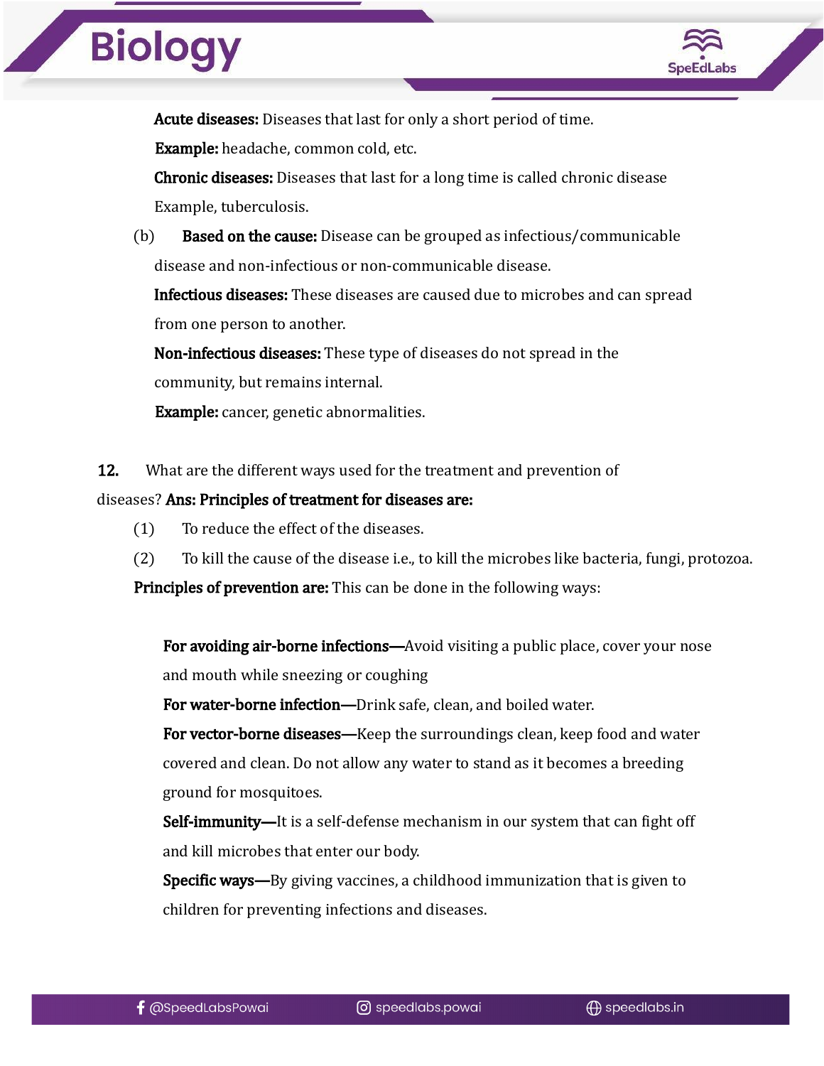**Acute diseases:** Diseases that last for only a short period of time.

**Example:** headache, common cold, etc.

**Chronic diseases:** Diseases that last for a long time is called chronic disease

Example, tuberculosis.

(b) **Based on the cause:** Disease can be grouped as infectious/communicable disease and non-infectious or non-communicable disease.

**Infectious diseases:** These diseases are caused due to microbes and can spread from one person to another.

**Non-infectious diseases:** These type of diseases do not spread in the community, but remains internal.

**Example:** cancer, genetic abnormalities.

**12.** What are the different ways used for the treatment and prevention of diseases? **Ans: Principles of treatment for diseases are:**

(1) To reduce the effect of the diseases.

(2) To kill the cause of the disease i.e., to kill the microbes like bacteria, fungi, protozoa.

**Principles of prevention are:** This can be done in the following ways:

**For avoiding air-borne infections—**Avoid visiting a public place, cover your nose and mouth while sneezing or coughing

**For water-borne infection—**Drink safe, clean, and boiled water.

**For vector-borne diseases—**Keep the surroundings clean, keep food and water covered and clean. Do not allow any water to stand as it becomes a breeding ground for mosquitoes.

**Self-immunity—**It is a self-defense mechanism in our system that can fight off and kill microbes that enter our body.

**Specific ways—**By giving vaccines, a childhood immunization that is given to children for preventing infections and diseases.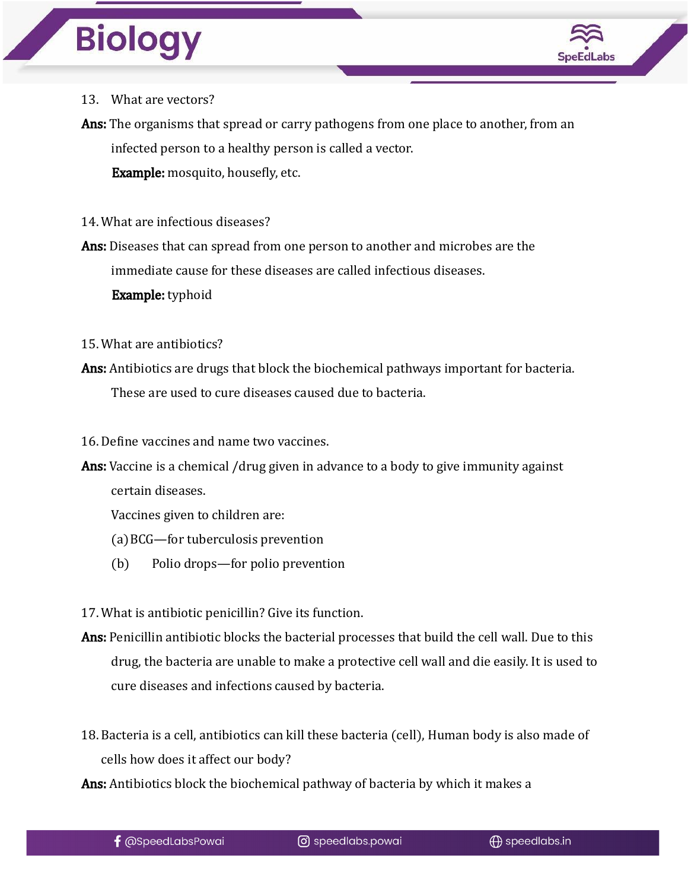13. What are vectors?

**Ans:** The organisms that spread or carry pathogens from one place to another, from an infected person to a healthy person is called a vector.

**Example:** mosquito, housefly, etc.

14. What are infectious diseases?

**Ans:** Diseases that can spread from one person to another and microbes are the immediate cause for these diseases are called infectious diseases.

**Example:** typhoid

15. What are antibiotics?

**Ans:** Antibiotics are drugs that block the biochemical pathways important for bacteria. These are used to cure diseases caused due to bacteria.

16. Define vaccines and name two vaccines.

**Ans:** Vaccine is a chemical /drug given in advance to a body to give immunity against certain diseases.

Vaccines given to children are:

(a) BCG—for tuberculosis prevention

(b) Polio drops—for polio prevention

17. What is antibiotic penicillin? Give its function.

**Ans:** Penicillin antibiotic blocks the bacterial processes that build the cell wall. Due to this drug, the bacteria are unable to make a protective cell wall and die easily. It is used to cure diseases and infections caused by bacteria.

18. Bacteria is a cell, antibiotics can kill these bacteria (cell), Human body is also made of cells how does it affect our body?

**Ans:** Antibiotics block the biochemical pathway of bacteria by which it makes a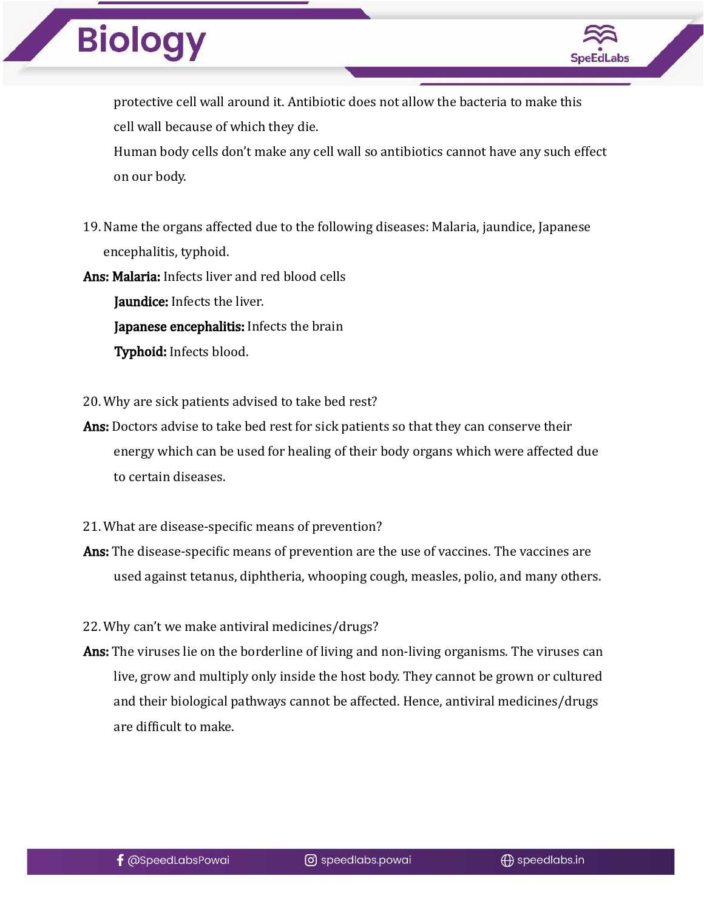protective cell wall around it. Antibiotic does not allow the bacteria to make this cell wall because of which they die.

Human body cells don't make any cell wall so antibiotics cannot have any such effect on our body.

19. Name the organs affected due to the following diseases: Malaria, jaundice, Japanese encephalitis, typhoid.

**Ans: Malaria:** Infects liver and red blood cells

**Jaundice:** Infects the liver.

**Japanese encephalitis:** Infects the brain

**Typhoid:** Infects blood.

20. Why are sick patients advised to take bed rest?

**Ans:** Doctors advise to take bed rest for sick patients so that they can conserve their energy which can be used for healing of their body organs which were affected due to certain diseases.

21. What are disease-specific means of prevention?

**Ans:** The disease-specific means of prevention are the use of vaccines. The vaccines are used against tetanus, diphtheria, whooping cough, measles, polio, and many others.

22. Why can't we make antiviral medicines/drugs?

**Ans:** The viruses lie on the borderline of living and non-living organisms. The viruses can live, grow and multiply only inside the host body. They cannot be grown or cultured and their biological pathways cannot be affected. Hence, antiviral medicines/drugs are difficult to make.